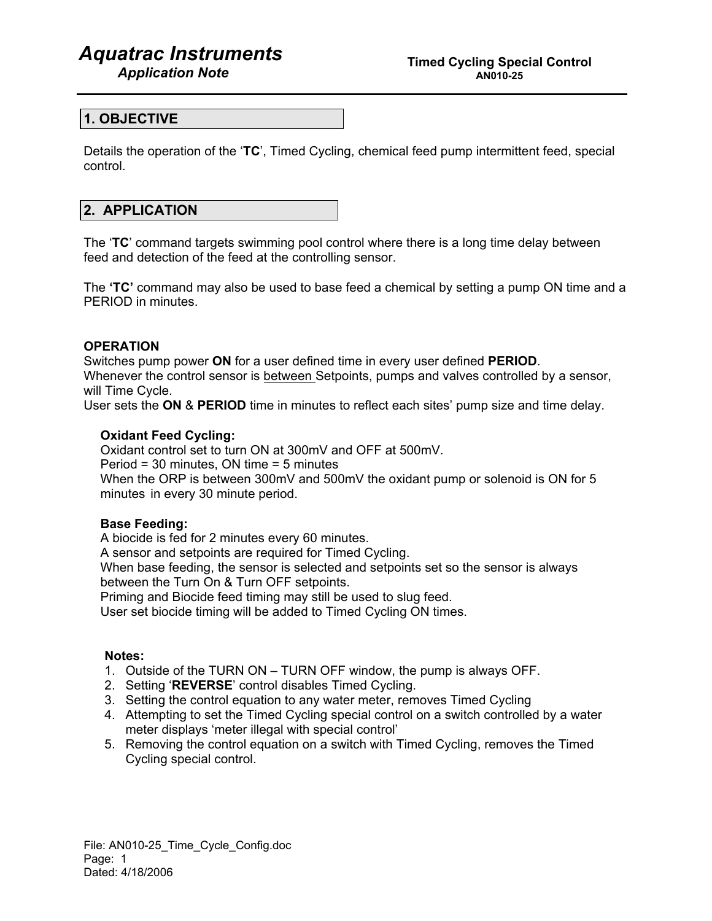# Aquatrac Instruments

*Application Note*

**Timed Cycling Special Control**
**AN010-25**

## 1. OBJECTIVE

Details the operation of the '**TC**', Timed Cycling, chemical feed pump intermittent feed, special control.

## 2. APPLICATION

The '**TC**' command targets swimming pool control where there is a long time delay between feed and detection of the feed at the controlling sensor.

The **'TC'** command may also be used to base feed a chemical by setting a pump ON time and a PERIOD in minutes.

**OPERATION**

Switches pump power **ON** for a user defined time in every user defined **PERIOD**.
Whenever the control sensor is between Setpoints, pumps and valves controlled by a sensor, will Time Cycle.
User sets the **ON** & **PERIOD** time in minutes to reflect each sites' pump size and time delay.

**Oxidant Feed Cycling:**
Oxidant control set to turn ON at 300mV and OFF at 500mV.
Period = 30 minutes, ON time = 5 minutes
When the ORP is between 300mV and 500mV the oxidant pump or solenoid is ON for 5 minutes in every 30 minute period.

**Base Feeding:**
A biocide is fed for 2 minutes every 60 minutes.
A sensor and setpoints are required for Timed Cycling.
When base feeding, the sensor is selected and setpoints set so the sensor is always between the Turn On & Turn OFF setpoints.
Priming and Biocide feed timing may still be used to slug feed.
User set biocide timing will be added to Timed Cycling ON times.

**Notes:**

1. Outside of the TURN ON – TURN OFF window, the pump is always OFF.
2. Setting '**REVERSE**' control disables Timed Cycling.
3. Setting the control equation to any water meter, removes Timed Cycling
4. Attempting to set the Timed Cycling special control on a switch controlled by a water meter displays 'meter illegal with special control'
5. Removing the control equation on a switch with Timed Cycling, removes the Timed Cycling special control.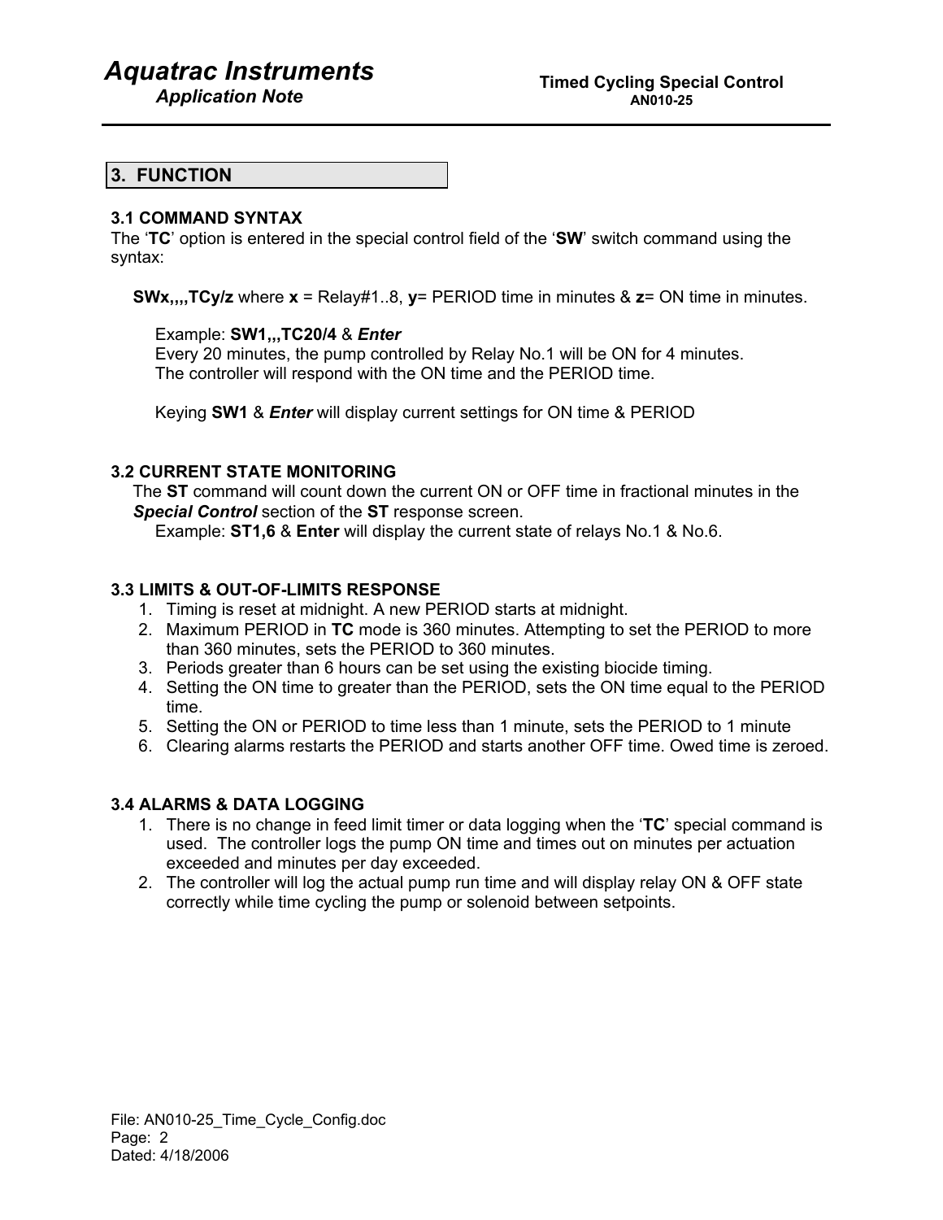## 3. FUNCTION

### 3.1 COMMAND SYNTAX

The '**TC**' option is entered in the special control field of the '**SW**' switch command using the syntax:

**SWx,,,,TCy/z** where **x** = Relay#1..8, **y**= PERIOD time in minutes & **z**= ON time in minutes.

Example: **SW1,,,TC20/4** & ***Enter***
Every 20 minutes, the pump controlled by Relay No.1 will be ON for 4 minutes.
The controller will respond with the ON time and the PERIOD time.

Keying **SW1** & ***Enter*** will display current settings for ON time & PERIOD

### 3.2 CURRENT STATE MONITORING

The **ST** command will count down the current ON or OFF time in fractional minutes in the ***Special Control*** section of the **ST** response screen.
Example: **ST1,6** & **Enter** will display the current state of relays No.1 & No.6.

### 3.3 LIMITS & OUT-OF-LIMITS RESPONSE

1. Timing is reset at midnight. A new PERIOD starts at midnight.
2. Maximum PERIOD in **TC** mode is 360 minutes. Attempting to set the PERIOD to more than 360 minutes, sets the PERIOD to 360 minutes.
3. Periods greater than 6 hours can be set using the existing biocide timing.
4. Setting the ON time to greater than the PERIOD, sets the ON time equal to the PERIOD time.
5. Setting the ON or PERIOD to time less than 1 minute, sets the PERIOD to 1 minute
6. Clearing alarms restarts the PERIOD and starts another OFF time. Owed time is zeroed.

### 3.4 ALARMS & DATA LOGGING

1. There is no change in feed limit timer or data logging when the '**TC**' special command is used. The controller logs the pump ON time and times out on minutes per actuation exceeded and minutes per day exceeded.
2. The controller will log the actual pump run time and will display relay ON & OFF state correctly while time cycling the pump or solenoid between setpoints.